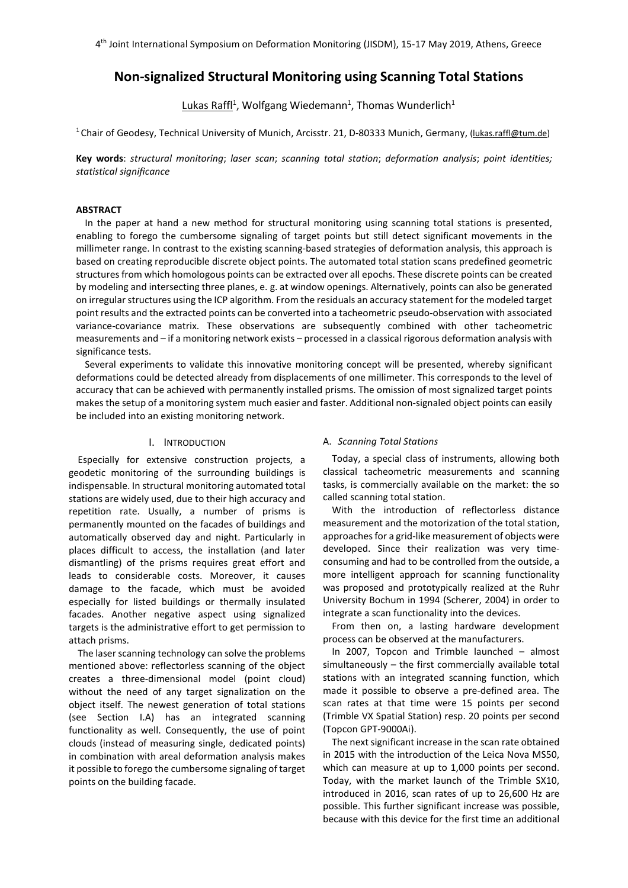# Non-signalized Structural Monitoring using Scanning Total Stations

Lukas Raffl[1], Wolfgang Wiedemann[1], Thomas Wunderlich[1]

[1] Chair of Geodesy, Technical University of Munich, Arcisstr. 21, D-80333 Munich, Germany, (lukas.raffl@tum.de)

**Key words**: *structural monitoring*; *laser scan*; *scanning total station*; *deformation analysis*; *point identities; statistical significance*

## ABSTRACT

In the paper at hand a new method for structural monitoring using scanning total stations is presented, enabling to forego the cumbersome signaling of target points but still detect significant movements in the millimeter range. In contrast to the existing scanning-based strategies of deformation analysis, this approach is based on creating reproducible discrete object points. The automated total station scans predefined geometric structures from which homologous points can be extracted over all epochs. These discrete points can be created by modeling and intersecting three planes, e. g. at window openings. Alternatively, points can also be generated on irregular structures using the ICP algorithm. From the residuals an accuracy statement for the modeled target point results and the extracted points can be converted into a tacheometric pseudo-observation with associated variance-covariance matrix. These observations are subsequently combined with other tacheometric measurements and – if a monitoring network exists – processed in a classical rigorous deformation analysis with significance tests.

Several experiments to validate this innovative monitoring concept will be presented, whereby significant deformations could be detected already from displacements of one millimeter. This corresponds to the level of accuracy that can be achieved with permanently installed prisms. The omission of most signalized target points makes the setup of a monitoring system much easier and faster. Additional non-signaled object points can easily be included into an existing monitoring network.

## I. INTRODUCTION

Especially for extensive construction projects, a geodetic monitoring of the surrounding buildings is indispensable. In structural monitoring automated total stations are widely used, due to their high accuracy and repetition rate. Usually, a number of prisms is permanently mounted on the facades of buildings and automatically observed day and night. Particularly in places difficult to access, the installation (and later dismantling) of the prisms requires great effort and leads to considerable costs. Moreover, it causes damage to the facade, which must be avoided especially for listed buildings or thermally insulated facades. Another negative aspect using signalized targets is the administrative effort to get permission to attach prisms.

The laser scanning technology can solve the problems mentioned above: reflectorless scanning of the object creates a three-dimensional model (point cloud) without the need of any target signalization on the object itself. The newest generation of total stations (see Section I.A) has an integrated scanning functionality as well. Consequently, the use of point clouds (instead of measuring single, dedicated points) in combination with areal deformation analysis makes it possible to forego the cumbersome signaling of target points on the building facade.

### A. *Scanning Total Stations*

Today, a special class of instruments, allowing both classical tacheometric measurements and scanning tasks, is commercially available on the market: the so called scanning total station.

With the introduction of reflectorless distance measurement and the motorization of the total station, approaches for a grid-like measurement of objects were developed. Since their realization was very time-consuming and had to be controlled from the outside, a more intelligent approach for scanning functionality was proposed and prototypically realized at the Ruhr University Bochum in 1994 (Scherer, 2004) in order to integrate a scan functionality into the devices.

From then on, a lasting hardware development process can be observed at the manufacturers.

In 2007, Topcon and Trimble launched – almost simultaneously – the first commercially available total stations with an integrated scanning function, which made it possible to observe a pre-defined area. The scan rates at that time were 15 points per second (Trimble VX Spatial Station) resp. 20 points per second (Topcon GPT-9000Ai).

The next significant increase in the scan rate obtained in 2015 with the introduction of the Leica Nova MS50, which can measure at up to 1,000 points per second. Today, with the market launch of the Trimble SX10, introduced in 2016, scan rates of up to 26,600 Hz are possible. This further significant increase was possible, because with this device for the first time an additional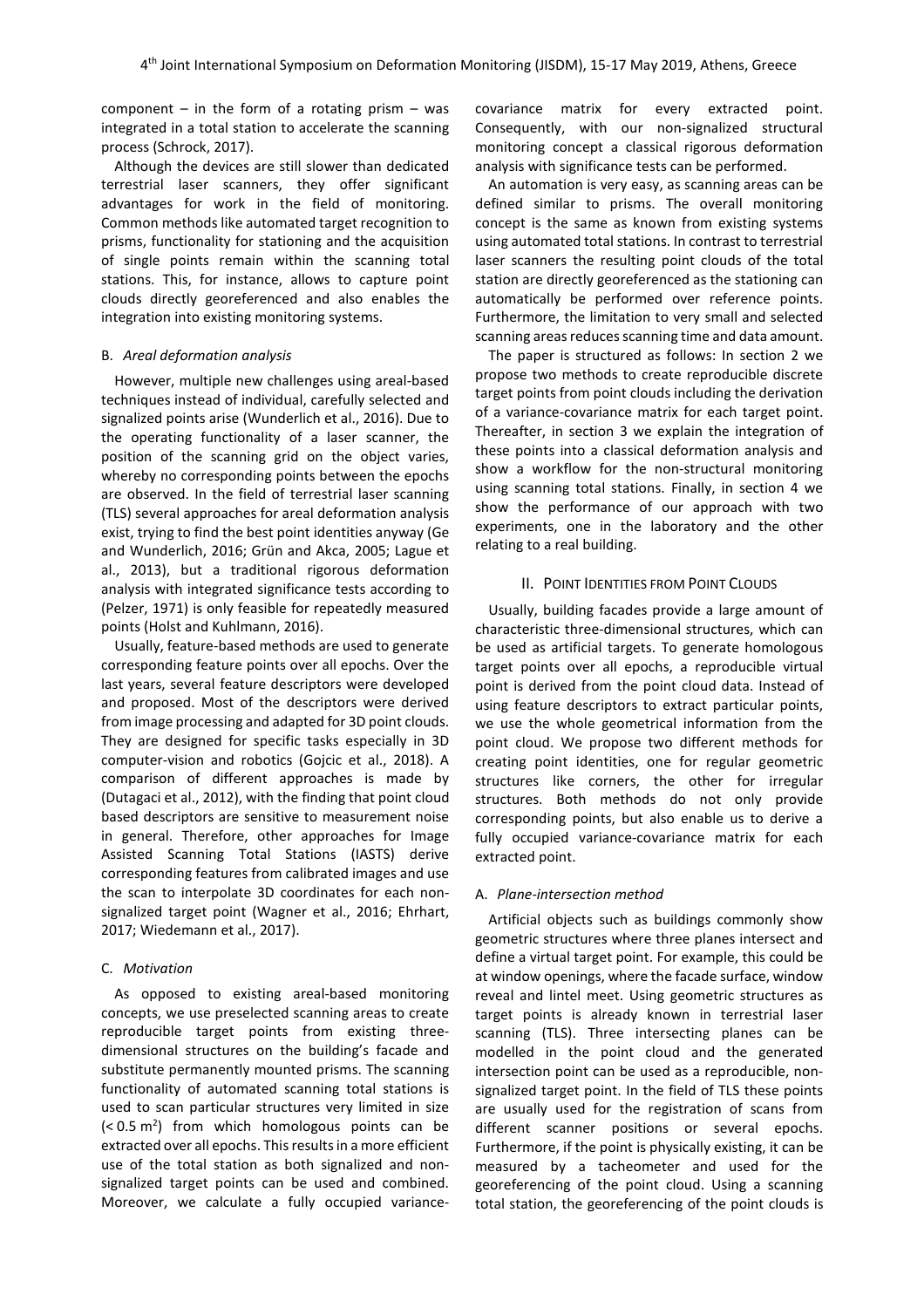component – in the form of a rotating prism – was integrated in a total station to accelerate the scanning process (Schrock, 2017).

Although the devices are still slower than dedicated terrestrial laser scanners, they offer significant advantages for work in the field of monitoring. Common methods like automated target recognition to prisms, functionality for stationing and the acquisition of single points remain within the scanning total stations. This, for instance, allows to capture point clouds directly georeferenced and also enables the integration into existing monitoring systems.

### B. *Areal deformation analysis*

However, multiple new challenges using areal-based techniques instead of individual, carefully selected and signalized points arise (Wunderlich et al., 2016). Due to the operating functionality of a laser scanner, the position of the scanning grid on the object varies, whereby no corresponding points between the epochs are observed. In the field of terrestrial laser scanning (TLS) several approaches for areal deformation analysis exist, trying to find the best point identities anyway (Ge and Wunderlich, 2016; Grün and Akca, 2005; Lague et al., 2013), but a traditional rigorous deformation analysis with integrated significance tests according to (Pelzer, 1971) is only feasible for repeatedly measured points (Holst and Kuhlmann, 2016).

Usually, feature-based methods are used to generate corresponding feature points over all epochs. Over the last years, several feature descriptors were developed and proposed. Most of the descriptors were derived from image processing and adapted for 3D point clouds. They are designed for specific tasks especially in 3D computer-vision and robotics (Gojcic et al., 2018). A comparison of different approaches is made by (Dutagaci et al., 2012), with the finding that point cloud based descriptors are sensitive to measurement noise in general. Therefore, other approaches for Image Assisted Scanning Total Stations (IASTS) derive corresponding features from calibrated images and use the scan to interpolate 3D coordinates for each non-signalized target point (Wagner et al., 2016; Ehrhart, 2017; Wiedemann et al., 2017).

### C. *Motivation*

As opposed to existing areal-based monitoring concepts, we use preselected scanning areas to create reproducible target points from existing three-dimensional structures on the building's facade and substitute permanently mounted prisms. The scanning functionality of automated scanning total stations is used to scan particular structures very limited in size ($< 0.5\ \text{m}^2$) from which homologous points can be extracted over all epochs. This results in a more efficient use of the total station as both signalized and non-signalized target points can be used and combined. Moreover, we calculate a fully occupied variance-covariance matrix for every extracted point. Consequently, with our non-signalized structural monitoring concept a classical rigorous deformation analysis with significance tests can be performed.

An automation is very easy, as scanning areas can be defined similar to prisms. The overall monitoring concept is the same as known from existing systems using automated total stations. In contrast to terrestrial laser scanners the resulting point clouds of the total station are directly georeferenced as the stationing can automatically be performed over reference points. Furthermore, the limitation to very small and selected scanning areas reduces scanning time and data amount.

The paper is structured as follows: In section 2 we propose two methods to create reproducible discrete target points from point clouds including the derivation of a variance-covariance matrix for each target point. Thereafter, in section 3 we explain the integration of these points into a classical deformation analysis and show a workflow for the non-structural monitoring using scanning total stations. Finally, in section 4 we show the performance of our approach with two experiments, one in the laboratory and the other relating to a real building.

## II. Point Identities from Point Clouds

Usually, building facades provide a large amount of characteristic three-dimensional structures, which can be used as artificial targets. To generate homologous target points over all epochs, a reproducible virtual point is derived from the point cloud data. Instead of using feature descriptors to extract particular points, we use the whole geometrical information from the point cloud. We propose two different methods for creating point identities, one for regular geometric structures like corners, the other for irregular structures. Both methods do not only provide corresponding points, but also enable us to derive a fully occupied variance-covariance matrix for each extracted point.

### A. *Plane-intersection method*

Artificial objects such as buildings commonly show geometric structures where three planes intersect and define a virtual target point. For example, this could be at window openings, where the facade surface, window reveal and lintel meet. Using geometric structures as target points is already known in terrestrial laser scanning (TLS). Three intersecting planes can be modelled in the point cloud and the generated intersection point can be used as a reproducible, non-signalized target point. In the field of TLS these points are usually used for the registration of scans from different scanner positions or several epochs. Furthermore, if the point is physically existing, it can be measured by a tacheometer and used for the georeferencing of the point cloud. Using a scanning total station, the georeferencing of the point clouds is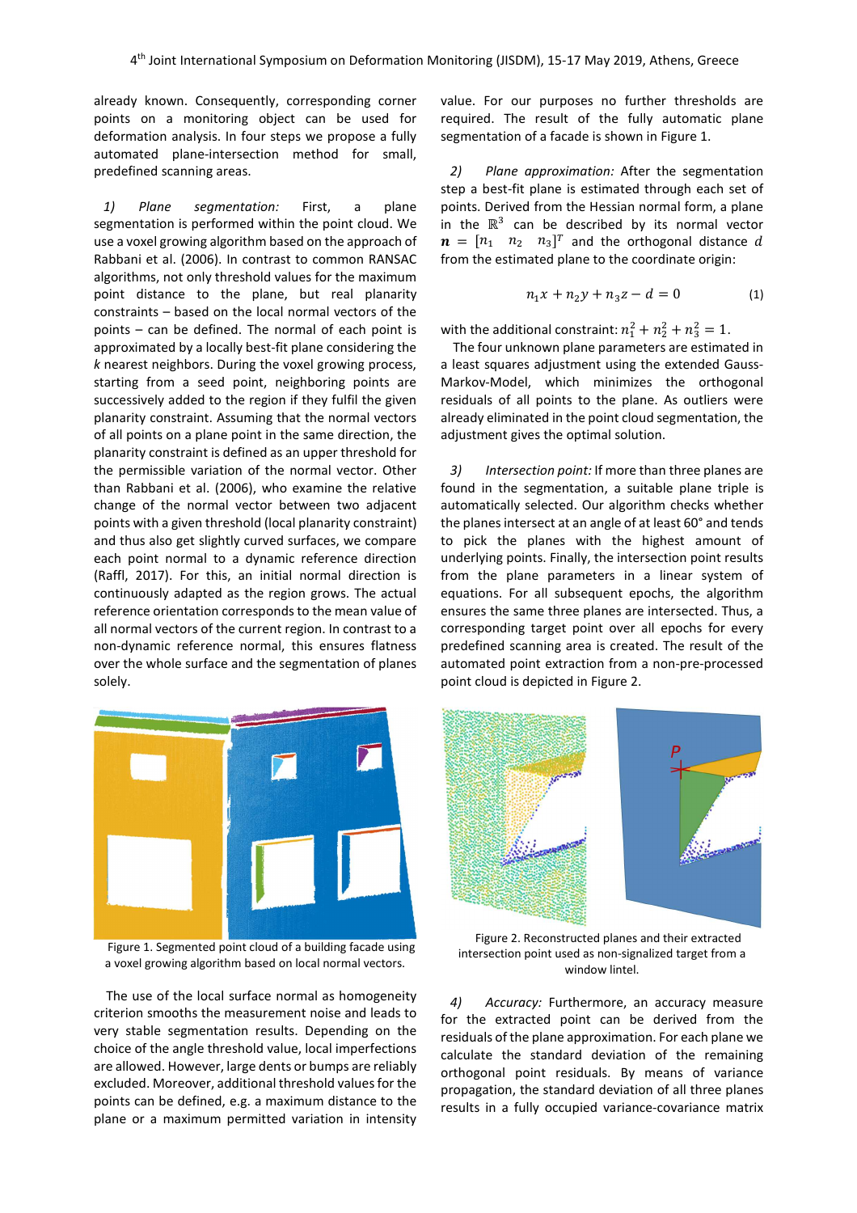already known. Consequently, corresponding corner points on a monitoring object can be used for deformation analysis. In four steps we propose a fully automated plane-intersection method for small, predefined scanning areas.

*1) Plane segmentation:* First, a plane segmentation is performed within the point cloud. We use a voxel growing algorithm based on the approach of Rabbani et al. (2006). In contrast to common RANSAC algorithms, not only threshold values for the maximum point distance to the plane, but real planarity constraints – based on the local normal vectors of the points – can be defined. The normal of each point is approximated by a locally best-fit plane considering the *k* nearest neighbors. During the voxel growing process, starting from a seed point, neighboring points are successively added to the region if they fulfil the given planarity constraint. Assuming that the normal vectors of all points on a plane point in the same direction, the planarity constraint is defined as an upper threshold for the permissible variation of the normal vector. Other than Rabbani et al. (2006), who examine the relative change of the normal vector between two adjacent points with a given threshold (local planarity constraint) and thus also get slightly curved surfaces, we compare each point normal to a dynamic reference direction (Raffl, 2017). For this, an initial normal direction is continuously adapted as the region grows. The actual reference orientation corresponds to the mean value of all normal vectors of the current region. In contrast to a non-dynamic reference normal, this ensures flatness over the whole surface and the segmentation of planes solely.

Figure 1. Segmented point cloud of a building facade using a voxel growing algorithm based on local normal vectors.

The use of the local surface normal as homogeneity criterion smooths the measurement noise and leads to very stable segmentation results. Depending on the choice of the angle threshold value, local imperfections are allowed. However, large dents or bumps are reliably excluded. Moreover, additional threshold values for the points can be defined, e.g. a maximum distance to the plane or a maximum permitted variation in intensity value. For our purposes no further thresholds are required. The result of the fully automatic plane segmentation of a facade is shown in Figure 1.

*2) Plane approximation:* After the segmentation step a best-fit plane is estimated through each set of points. Derived from the Hessian normal form, a plane in the $\mathbb{R}^3$ can be described by its normal vector $\boldsymbol{n} = [n_1 \quad n_2 \quad n_3]^T$ and the orthogonal distance $d$ from the estimated plane to the coordinate origin:

$$n_1 x + n_2 y + n_3 z - d = 0 \qquad (1)$$

with the additional constraint: $n_1^2 + n_2^2 + n_3^2 = 1$.

The four unknown plane parameters are estimated in a least squares adjustment using the extended Gauss-Markov-Model, which minimizes the orthogonal residuals of all points to the plane. As outliers were already eliminated in the point cloud segmentation, the adjustment gives the optimal solution.

*3) Intersection point:* If more than three planes are found in the segmentation, a suitable plane triple is automatically selected. Our algorithm checks whether the planes intersect at an angle of at least 60° and tends to pick the planes with the highest amount of underlying points. Finally, the intersection point results from the plane parameters in a linear system of equations. For all subsequent epochs, the algorithm ensures the same three planes are intersected. Thus, a corresponding target point over all epochs for every predefined scanning area is created. The result of the automated point extraction from a non-pre-processed point cloud is depicted in Figure 2.

Figure 2. Reconstructed planes and their extracted intersection point used as non-signalized target from a window lintel.

*4) Accuracy:* Furthermore, an accuracy measure for the extracted point can be derived from the residuals of the plane approximation. For each plane we calculate the standard deviation of the remaining orthogonal point residuals. By means of variance propagation, the standard deviation of all three planes results in a fully occupied variance-covariance matrix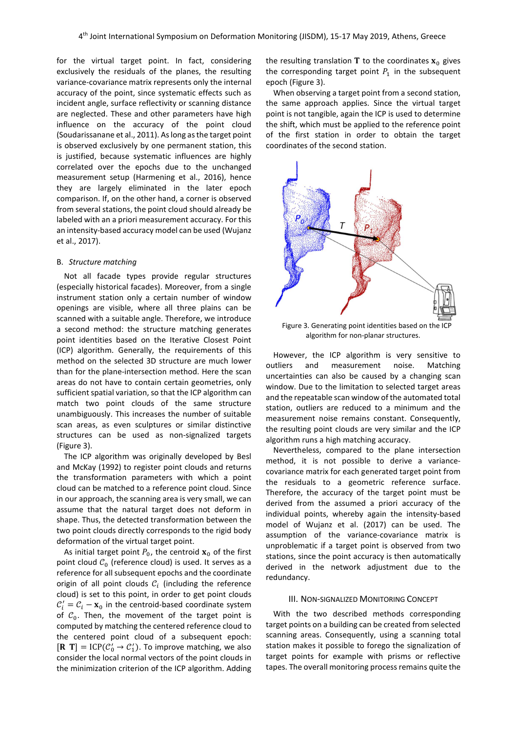for the virtual target point. In fact, considering exclusively the residuals of the planes, the resulting variance-covariance matrix represents only the internal accuracy of the point, since systematic effects such as incident angle, surface reflectivity or scanning distance are neglected. These and other parameters have high influence on the accuracy of the point cloud (Soudarissanane et al., 2011). As long as the target point is observed exclusively by one permanent station, this is justified, because systematic influences are highly correlated over the epochs due to the unchanged measurement setup (Harmening et al., 2016), hence they are largely eliminated in the later epoch comparison. If, on the other hand, a corner is observed from several stations, the point cloud should already be labeled with an a priori measurement accuracy. For this an intensity-based accuracy model can be used (Wujanz et al., 2017).

### B. *Structure matching*

Not all facade types provide regular structures (especially historical facades). Moreover, from a single instrument station only a certain number of window openings are visible, where all three plains can be scanned with a suitable angle. Therefore, we introduce a second method: the structure matching generates point identities based on the Iterative Closest Point (ICP) algorithm. Generally, the requirements of this method on the selected 3D structure are much lower than for the plane-intersection method. Here the scan areas do not have to contain certain geometries, only sufficient spatial variation, so that the ICP algorithm can match two point clouds of the same structure unambiguously. This increases the number of suitable scan areas, as even sculptures or similar distinctive structures can be used as non-signalized targets (Figure 3).

The ICP algorithm was originally developed by Besl and McKay (1992) to register point clouds and returns the transformation parameters with which a point cloud can be matched to a reference point cloud. Since in our approach, the scanning area is very small, we can assume that the natural target does not deform in shape. Thus, the detected transformation between the two point clouds directly corresponds to the rigid body deformation of the virtual target point.

As initial target point $P_0$, the centroid $\mathbf{x}_0$ of the first point cloud $\mathcal{C}_0$ (reference cloud) is used. It serves as a reference for all subsequent epochs and the coordinate origin of all point clouds $\mathcal{C}_i$ (including the reference cloud) is set to this point, in order to get point clouds $\mathcal{C}'_i = \mathcal{C}_i - \mathbf{x}_0$ in the centroid-based coordinate system of $\mathcal{C}_0$. Then, the movement of the target point is computed by matching the centered reference cloud to the centered point cloud of a subsequent epoch: $[\mathbf{R}\ \mathbf{T}] = \mathrm{ICP}(\mathcal{C}'_0 \rightarrow \mathcal{C}'_1)$. To improve matching, we also consider the local normal vectors of the point clouds in the minimization criterion of the ICP algorithm. Adding the resulting translation $\mathbf{T}$ to the coordinates $\mathbf{x}_0$ gives the corresponding target point $P_1$ in the subsequent epoch (Figure 3).

When observing a target point from a second station, the same approach applies. Since the virtual target point is not tangible, again the ICP is used to determine the shift, which must be applied to the reference point of the first station in order to obtain the target coordinates of the second station.

Figure 3. Generating point identities based on the ICP algorithm for non-planar structures.

However, the ICP algorithm is very sensitive to outliers and measurement noise. Matching uncertainties can also be caused by a changing scan window. Due to the limitation to selected target areas and the repeatable scan window of the automated total station, outliers are reduced to a minimum and the measurement noise remains constant. Consequently, the resulting point clouds are very similar and the ICP algorithm runs a high matching accuracy.

Nevertheless, compared to the plane intersection method, it is not possible to derive a variance-covariance matrix for each generated target point from the residuals to a geometric reference surface. Therefore, the accuracy of the target point must be derived from the assumed a priori accuracy of the individual points, whereby again the intensity-based model of Wujanz et al. (2017) can be used. The assumption of the variance-covariance matrix is unproblematic if a target point is observed from two stations, since the point accuracy is then automatically derived in the network adjustment due to the redundancy.

## III. Non-Signalized Monitoring Concept

With the two described methods corresponding target points on a building can be created from selected scanning areas. Consequently, using a scanning total station makes it possible to forego the signalization of target points for example with prisms or reflective tapes. The overall monitoring process remains quite the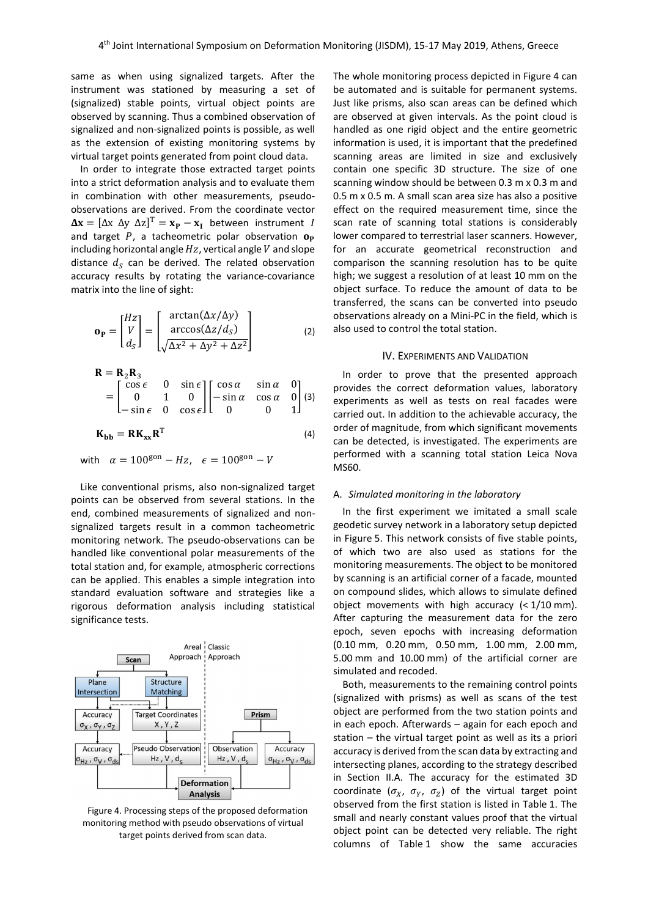same as when using signalized targets. After the instrument was stationed by measuring a set of (signalized) stable points, virtual object points are observed by scanning. Thus a combined observation of signalized and non-signalized points is possible, as well as the extension of existing monitoring systems by virtual target points generated from point cloud data.

In order to integrate those extracted target points into a strict deformation analysis and to evaluate them in combination with other measurements, pseudo-observations are derived. From the coordinate vector $\mathbf{\Delta x} = [\Delta x\ \Delta y\ \Delta z]^{\mathrm{T}} = \mathbf{x_P} - \mathbf{x_I}$ between instrument $I$ and target $P$, a tacheometric polar observation $\mathbf{o_P}$ including horizontal angle $Hz$, vertical angle $V$ and slope distance $d_S$ can be derived. The related observation accuracy results by rotating the variance-covariance matrix into the line of sight:

$$\mathbf{o_P} = \begin{bmatrix} Hz \\ V \\ d_S \end{bmatrix} = \begin{bmatrix} \arctan(\Delta x/\Delta y) \\ \arccos(\Delta z/d_S) \\ \sqrt{\Delta x^2 + \Delta y^2 + \Delta z^2} \end{bmatrix} \tag{2}$$

$$\mathbf{R} = \mathbf{R}_2\mathbf{R}_3 = \begin{bmatrix} \cos\epsilon & 0 & \sin\epsilon \\ 0 & 1 & 0 \\ -\sin\epsilon & 0 & \cos\epsilon \end{bmatrix} \begin{bmatrix} \cos\alpha & \sin\alpha & 0 \\ -\sin\alpha & \cos\alpha & 0 \\ 0 & 0 & 1 \end{bmatrix} \tag{3}$$

$$\mathbf{K_{bb}} = \mathbf{R}\mathbf{K_{xx}}\mathbf{R}^{\mathrm{T}} \tag{4}$$

$$\text{with} \quad \alpha = 100^{\text{gon}} - Hz, \quad \epsilon = 100^{\text{gon}} - V$$

Like conventional prisms, also non-signalized target points can be observed from several stations. In the end, combined measurements of signalized and non-signalized targets result in a common tacheometric monitoring network. The pseudo-observations can be handled like conventional polar measurements of the total station and, for example, atmospheric corrections can be applied. This enables a simple integration into standard evaluation software and strategies like a rigorous deformation analysis including statistical significance tests.

Figure 4. Processing steps of the proposed deformation monitoring method with pseudo observations of virtual target points derived from scan data.

The whole monitoring process depicted in Figure 4 can be automated and is suitable for permanent systems. Just like prisms, also scan areas can be defined which are observed at given intervals. As the point cloud is handled as one rigid object and the entire geometric information is used, it is important that the predefined scanning areas are limited in size and exclusively contain one specific 3D structure. The size of one scanning window should be between 0.3 m x 0.3 m and 0.5 m x 0.5 m. A small scan area size has also a positive effect on the required measurement time, since the scan rate of scanning total stations is considerably lower compared to terrestrial laser scanners. However, for an accurate geometrical reconstruction and comparison the scanning resolution has to be quite high; we suggest a resolution of at least 10 mm on the object surface. To reduce the amount of data to be transferred, the scans can be converted into pseudo observations already on a Mini-PC in the field, which is also used to control the total station.

## IV. Experiments and Validation

In order to prove that the presented approach provides the correct deformation values, laboratory experiments as well as tests on real facades were carried out. In addition to the achievable accuracy, the order of magnitude, from which significant movements can be detected, is investigated. The experiments are performed with a scanning total station Leica Nova MS60.

### A. *Simulated monitoring in the laboratory*

In the first experiment we imitated a small scale geodetic survey network in a laboratory setup depicted in Figure 5. This network consists of five stable points, of which two are also used as stations for the monitoring measurements. The object to be monitored by scanning is an artificial corner of a facade, mounted on compound slides, which allows to simulate defined object movements with high accuracy (< 1/10 mm). After capturing the measurement data for the zero epoch, seven epochs with increasing deformation (0.10 mm, 0.20 mm, 0.50 mm, 1.00 mm, 2.00 mm, 5.00 mm and 10.00 mm) of the artificial corner are simulated and recoded.

Both, measurements to the remaining control points (signalized with prisms) as well as scans of the test object are performed from the two station points and in each epoch. Afterwards – again for each epoch and station – the virtual target point as well as its a priori accuracy is derived from the scan data by extracting and intersecting planes, according to the strategy described in Section II.A. The accuracy for the estimated 3D coordinate ($\sigma_X$, $\sigma_Y$, $\sigma_Z$) of the virtual target point observed from the first station is listed in Table 1. The small and nearly constant values proof that the virtual object point can be detected very reliable. The right columns of Table 1 show the same accuracies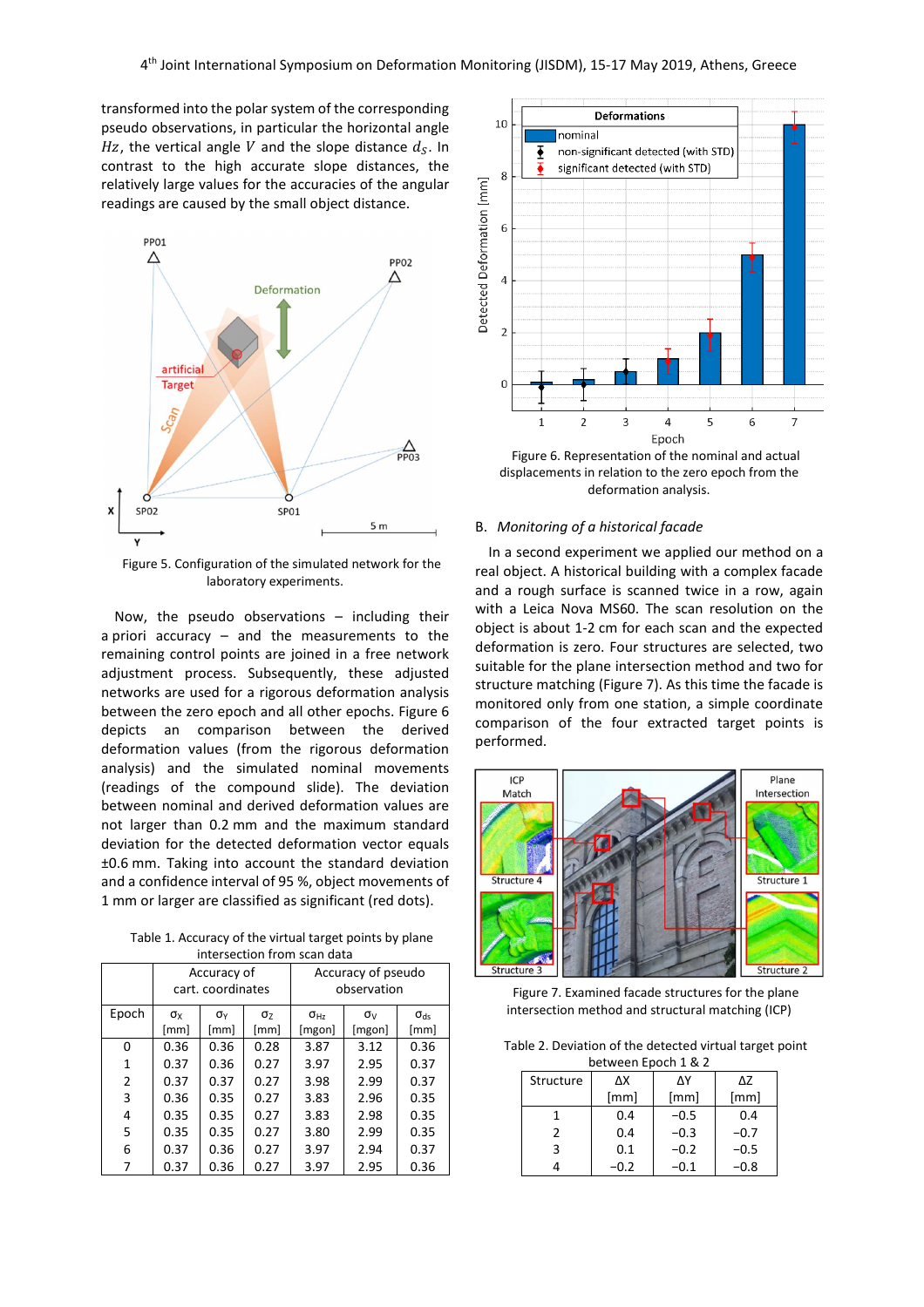transformed into the polar system of the corresponding pseudo observations, in particular the horizontal angle $Hz$, the vertical angle $V$ and the slope distance $d_S$. In contrast to the high accurate slope distances, the relatively large values for the accuracies of the angular readings are caused by the small object distance.

Figure 5. Configuration of the simulated network for the laboratory experiments.

Now, the pseudo observations – including their a priori accuracy – and the measurements to the remaining control points are joined in a free network adjustment process. Subsequently, these adjusted networks are used for a rigorous deformation analysis between the zero epoch and all other epochs. Figure 6 depicts an comparison between the derived deformation values (from the rigorous deformation analysis) and the simulated nominal movements (readings of the compound slide). The deviation between nominal and derived deformation values are not larger than 0.2 mm and the maximum standard deviation for the detected deformation vector equals ±0.6 mm. Taking into account the standard deviation and a confidence interval of 95 %, object movements of 1 mm or larger are classified as significant (red dots).

Table 1. Accuracy of the virtual target points by plane intersection from scan data

| Epoch | Accuracy of cart. coordinates | | | Accuracy of pseudo observation | | |
|---|---|---|---|---|---|---|
| | $\sigma_X$ [mm] | $\sigma_Y$ [mm] | $\sigma_Z$ [mm] | $\sigma_{Hz}$ [mgon] | $\sigma_V$ [mgon] | $\sigma_{ds}$ [mm] |
| 0 | 0.36 | 0.36 | 0.28 | 3.87 | 3.12 | 0.36 |
| 1 | 0.37 | 0.36 | 0.27 | 3.97 | 2.95 | 0.37 |
| 2 | 0.37 | 0.37 | 0.27 | 3.98 | 2.99 | 0.37 |
| 3 | 0.36 | 0.35 | 0.27 | 3.83 | 2.96 | 0.35 |
| 4 | 0.35 | 0.35 | 0.27 | 3.83 | 2.98 | 0.35 |
| 5 | 0.35 | 0.35 | 0.27 | 3.80 | 2.99 | 0.35 |
| 6 | 0.37 | 0.36 | 0.27 | 3.97 | 2.94 | 0.37 |
| 7 | 0.37 | 0.36 | 0.27 | 3.97 | 2.95 | 0.36 |

Figure 6. Representation of the nominal and actual displacements in relation to the zero epoch from the deformation analysis.

## B. *Monitoring of a historical facade*

In a second experiment we applied our method on a real object. A historical building with a complex facade and a rough surface is scanned twice in a row, again with a Leica Nova MS60. The scan resolution on the object is about 1-2 cm for each scan and the expected deformation is zero. Four structures are selected, two suitable for the plane intersection method and two for structure matching (Figure 7). As this time the facade is monitored only from one station, a simple coordinate comparison of the four extracted target points is performed.

Figure 7. Examined facade structures for the plane intersection method and structural matching (ICP)

Table 2. Deviation of the detected virtual target point between Epoch 1 & 2

| Structure | ΔX [mm] | ΔY [mm] | ΔZ [mm] |
|---|---|---|---|
| 1 | 0.4 | −0.5 | 0.4 |
| 2 | 0.4 | −0.3 | −0.7 |
| 3 | 0.1 | −0.2 | −0.5 |
| 4 | −0.2 | −0.1 | −0.8 |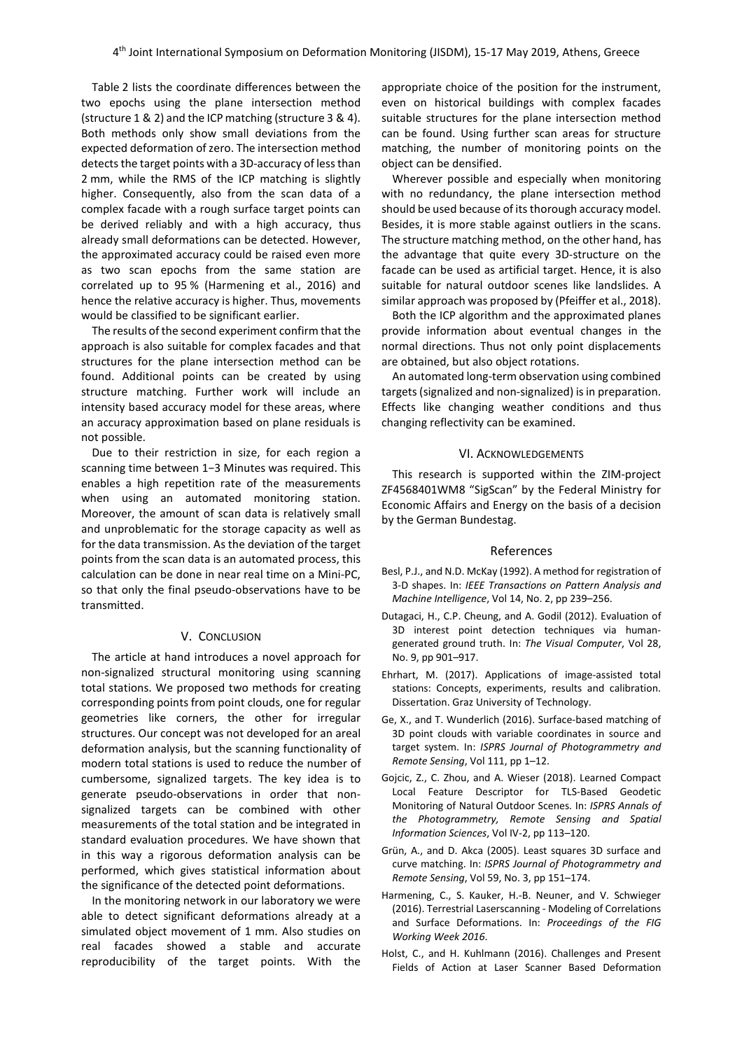Table 2 lists the coordinate differences between the two epochs using the plane intersection method (structure 1 & 2) and the ICP matching (structure 3 & 4). Both methods only show small deviations from the expected deformation of zero. The intersection method detects the target points with a 3D-accuracy of less than 2 mm, while the RMS of the ICP matching is slightly higher. Consequently, also from the scan data of a complex facade with a rough surface target points can be derived reliably and with a high accuracy, thus already small deformations can be detected. However, the approximated accuracy could be raised even more as two scan epochs from the same station are correlated up to 95 % (Harmening et al., 2016) and hence the relative accuracy is higher. Thus, movements would be classified to be significant earlier.

The results of the second experiment confirm that the approach is also suitable for complex facades and that structures for the plane intersection method can be found. Additional points can be created by using structure matching. Further work will include an intensity based accuracy model for these areas, where an accuracy approximation based on plane residuals is not possible.

Due to their restriction in size, for each region a scanning time between 1‒3 Minutes was required. This enables a high repetition rate of the measurements when using an automated monitoring station. Moreover, the amount of scan data is relatively small and unproblematic for the storage capacity as well as for the data transmission. As the deviation of the target points from the scan data is an automated process, this calculation can be done in near real time on a Mini-PC, so that only the final pseudo-observations have to be transmitted.

## V. Conclusion

The article at hand introduces a novel approach for non-signalized structural monitoring using scanning total stations. We proposed two methods for creating corresponding points from point clouds, one for regular geometries like corners, the other for irregular structures. Our concept was not developed for an areal deformation analysis, but the scanning functionality of modern total stations is used to reduce the number of cumbersome, signalized targets. The key idea is to generate pseudo-observations in order that non-signalized targets can be combined with other measurements of the total station and be integrated in standard evaluation procedures. We have shown that in this way a rigorous deformation analysis can be performed, which gives statistical information about the significance of the detected point deformations.

In the monitoring network in our laboratory we were able to detect significant deformations already at a simulated object movement of 1 mm. Also studies on real facades showed a stable and accurate reproducibility of the target points. With the appropriate choice of the position for the instrument, even on historical buildings with complex facades suitable structures for the plane intersection method can be found. Using further scan areas for structure matching, the number of monitoring points on the object can be densified.

Wherever possible and especially when monitoring with no redundancy, the plane intersection method should be used because of its thorough accuracy model. Besides, it is more stable against outliers in the scans. The structure matching method, on the other hand, has the advantage that quite every 3D-structure on the facade can be used as artificial target. Hence, it is also suitable for natural outdoor scenes like landslides. A similar approach was proposed by (Pfeiffer et al., 2018).

Both the ICP algorithm and the approximated planes provide information about eventual changes in the normal directions. Thus not only point displacements are obtained, but also object rotations.

An automated long-term observation using combined targets (signalized and non-signalized) is in preparation. Effects like changing weather conditions and thus changing reflectivity can be examined.

## VI. Acknowledgements

This research is supported within the ZIM-project ZF4568401WM8 "SigScan" by the Federal Ministry for Economic Affairs and Energy on the basis of a decision by the German Bundestag.

## References

Besl, P.J., and N.D. McKay (1992). A method for registration of 3-D shapes. In: *IEEE Transactions on Pattern Analysis and Machine Intelligence*, Vol 14, No. 2, pp 239–256.

Dutagaci, H., C.P. Cheung, and A. Godil (2012). Evaluation of 3D interest point detection techniques via human-generated ground truth. In: *The Visual Computer*, Vol 28, No. 9, pp 901–917.

Ehrhart, M. (2017). Applications of image-assisted total stations: Concepts, experiments, results and calibration. Dissertation. Graz University of Technology.

Ge, X., and T. Wunderlich (2016). Surface-based matching of 3D point clouds with variable coordinates in source and target system. In: *ISPRS Journal of Photogrammetry and Remote Sensing*, Vol 111, pp 1–12.

Gojcic, Z., C. Zhou, and A. Wieser (2018). Learned Compact Local Feature Descriptor for TLS-Based Geodetic Monitoring of Natural Outdoor Scenes. In: *ISPRS Annals of the Photogrammetry, Remote Sensing and Spatial Information Sciences*, Vol IV-2, pp 113–120.

Grün, A., and D. Akca (2005). Least squares 3D surface and curve matching. In: *ISPRS Journal of Photogrammetry and Remote Sensing*, Vol 59, No. 3, pp 151–174.

Harmening, C., S. Kauker, H.-B. Neuner, and V. Schwieger (2016). Terrestrial Laserscanning - Modeling of Correlations and Surface Deformations. In: *Proceedings of the FIG Working Week 2016*.

Holst, C., and H. Kuhlmann (2016). Challenges and Present Fields of Action at Laser Scanner Based Deformation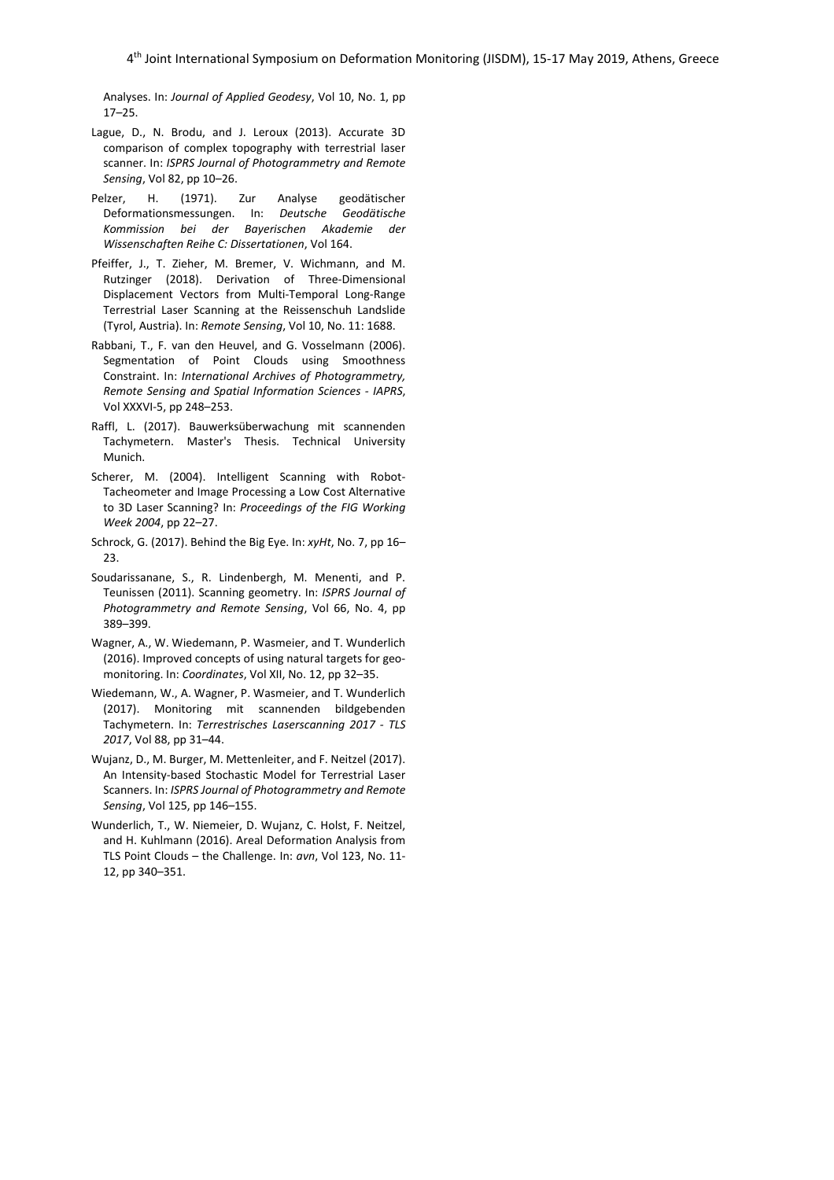Analyses. In: *Journal of Applied Geodesy*, Vol 10, No. 1, pp 17–25.

Lague, D., N. Brodu, and J. Leroux (2013). Accurate 3D comparison of complex topography with terrestrial laser scanner. In: *ISPRS Journal of Photogrammetry and Remote Sensing*, Vol 82, pp 10–26.

Pelzer, H. (1971). Zur Analyse geodätischer Deformationsmessungen. In: *Deutsche Geodätische Kommission bei der Bayerischen Akademie der Wissenschaften Reihe C: Dissertationen*, Vol 164.

Pfeiffer, J., T. Zieher, M. Bremer, V. Wichmann, and M. Rutzinger (2018). Derivation of Three-Dimensional Displacement Vectors from Multi-Temporal Long-Range Terrestrial Laser Scanning at the Reissenschuh Landslide (Tyrol, Austria). In: *Remote Sensing*, Vol 10, No. 11: 1688.

Rabbani, T., F. van den Heuvel, and G. Vosselmann (2006). Segmentation of Point Clouds using Smoothness Constraint. In: *International Archives of Photogrammetry, Remote Sensing and Spatial Information Sciences - IAPRS*, Vol XXXVI-5, pp 248–253.

Raffl, L. (2017). Bauwerksüberwachung mit scannenden Tachymetern. Master's Thesis. Technical University Munich.

Scherer, M. (2004). Intelligent Scanning with Robot-Tacheometer and Image Processing a Low Cost Alternative to 3D Laser Scanning? In: *Proceedings of the FIG Working Week 2004*, pp 22–27.

Schrock, G. (2017). Behind the Big Eye. In: *xyHt*, No. 7, pp 16–23.

Soudarissanane, S., R. Lindenbergh, M. Menenti, and P. Teunissen (2011). Scanning geometry. In: *ISPRS Journal of Photogrammetry and Remote Sensing*, Vol 66, No. 4, pp 389–399.

Wagner, A., W. Wiedemann, P. Wasmeier, and T. Wunderlich (2016). Improved concepts of using natural targets for geo-monitoring. In: *Coordinates*, Vol XII, No. 12, pp 32–35.

Wiedemann, W., A. Wagner, P. Wasmeier, and T. Wunderlich (2017). Monitoring mit scannenden bildgebenden Tachymetern. In: *Terrestrisches Laserscanning 2017 - TLS 2017*, Vol 88, pp 31–44.

Wujanz, D., M. Burger, M. Mettenleiter, and F. Neitzel (2017). An Intensity-based Stochastic Model for Terrestrial Laser Scanners. In: *ISPRS Journal of Photogrammetry and Remote Sensing*, Vol 125, pp 146–155.

Wunderlich, T., W. Niemeier, D. Wujanz, C. Holst, F. Neitzel, and H. Kuhlmann (2016). Areal Deformation Analysis from TLS Point Clouds – the Challenge. In: *avn*, Vol 123, No. 11-12, pp 340–351.